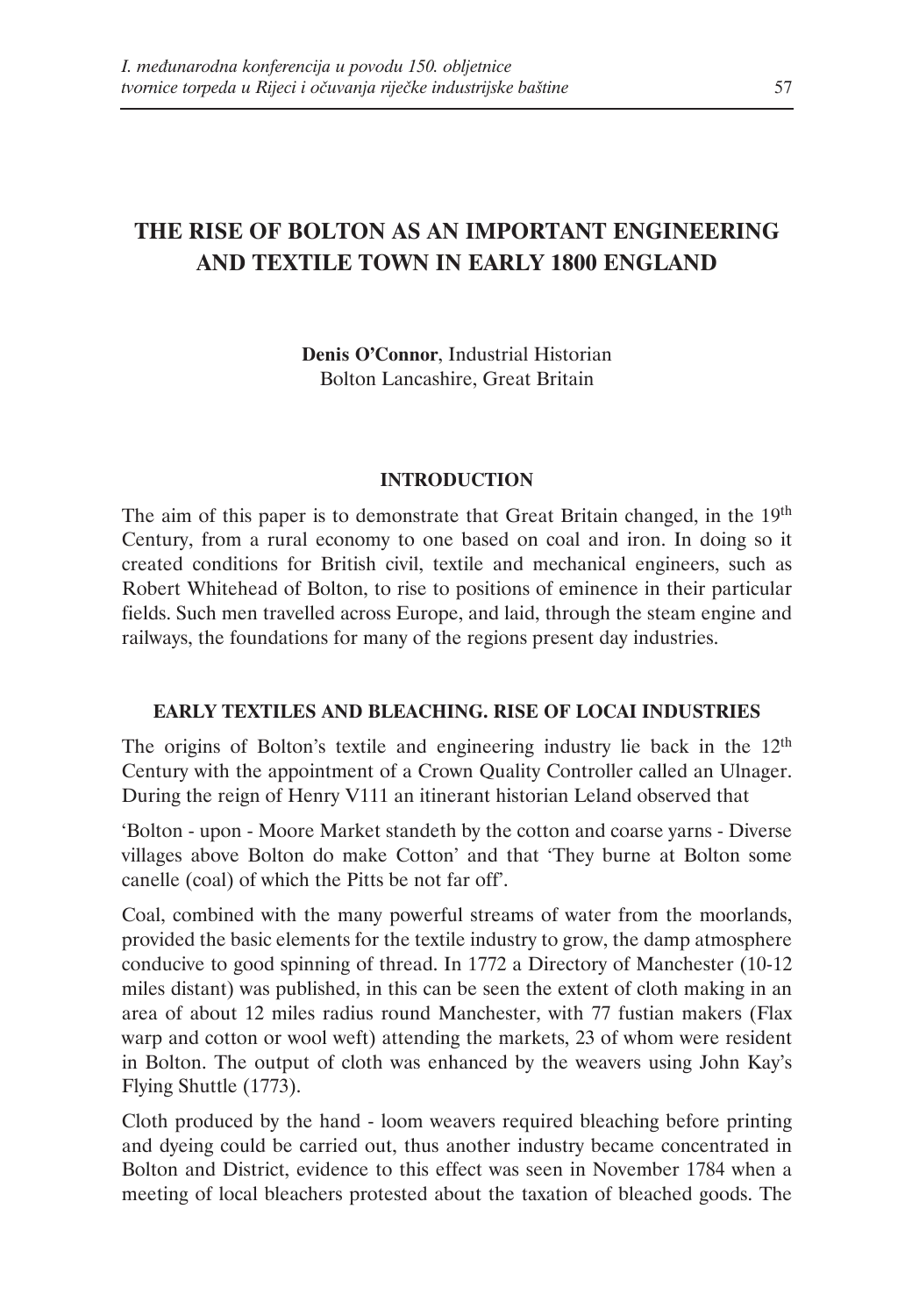# THE RISE OF BOLTON AS AN IMPORTANT ENGINEERING AND TEXTILE TOWN IN EARLY 1800 ENGLAND

**Denis O'Connor**, Industrial Historian
Bolton Lancashire, Great Britain

## INTRODUCTION

The aim of this paper is to demonstrate that Great Britain changed, in the 19th Century, from a rural economy to one based on coal and iron. In doing so it created conditions for British civil, textile and mechanical engineers, such as Robert Whitehead of Bolton, to rise to positions of eminence in their particular fields. Such men travelled across Europe, and laid, through the steam engine and railways, the foundations for many of the regions present day industries.

## EARLY TEXTILES AND BLEACHING. RISE OF LOCAI INDUSTRIES

The origins of Bolton's textile and engineering industry lie back in the 12th Century with the appointment of a Crown Quality Controller called an Ulnager. During the reign of Henry V111 an itinerant historian Leland observed that

'Bolton - upon - Moore Market standeth by the cotton and coarse yarns - Diverse villages above Bolton do make Cotton' and that 'They burne at Bolton some canelle (coal) of which the Pitts be not far off'.

Coal, combined with the many powerful streams of water from the moorlands, provided the basic elements for the textile industry to grow, the damp atmosphere conducive to good spinning of thread. In 1772 a Directory of Manchester (10-12 miles distant) was published, in this can be seen the extent of cloth making in an area of about 12 miles radius round Manchester, with 77 fustian makers (Flax warp and cotton or wool weft) attending the markets, 23 of whom were resident in Bolton. The output of cloth was enhanced by the weavers using John Kay's Flying Shuttle (1773).

Cloth produced by the hand - loom weavers required bleaching before printing and dyeing could be carried out, thus another industry became concentrated in Bolton and District, evidence to this effect was seen in November 1784 when a meeting of local bleachers protested about the taxation of bleached goods. The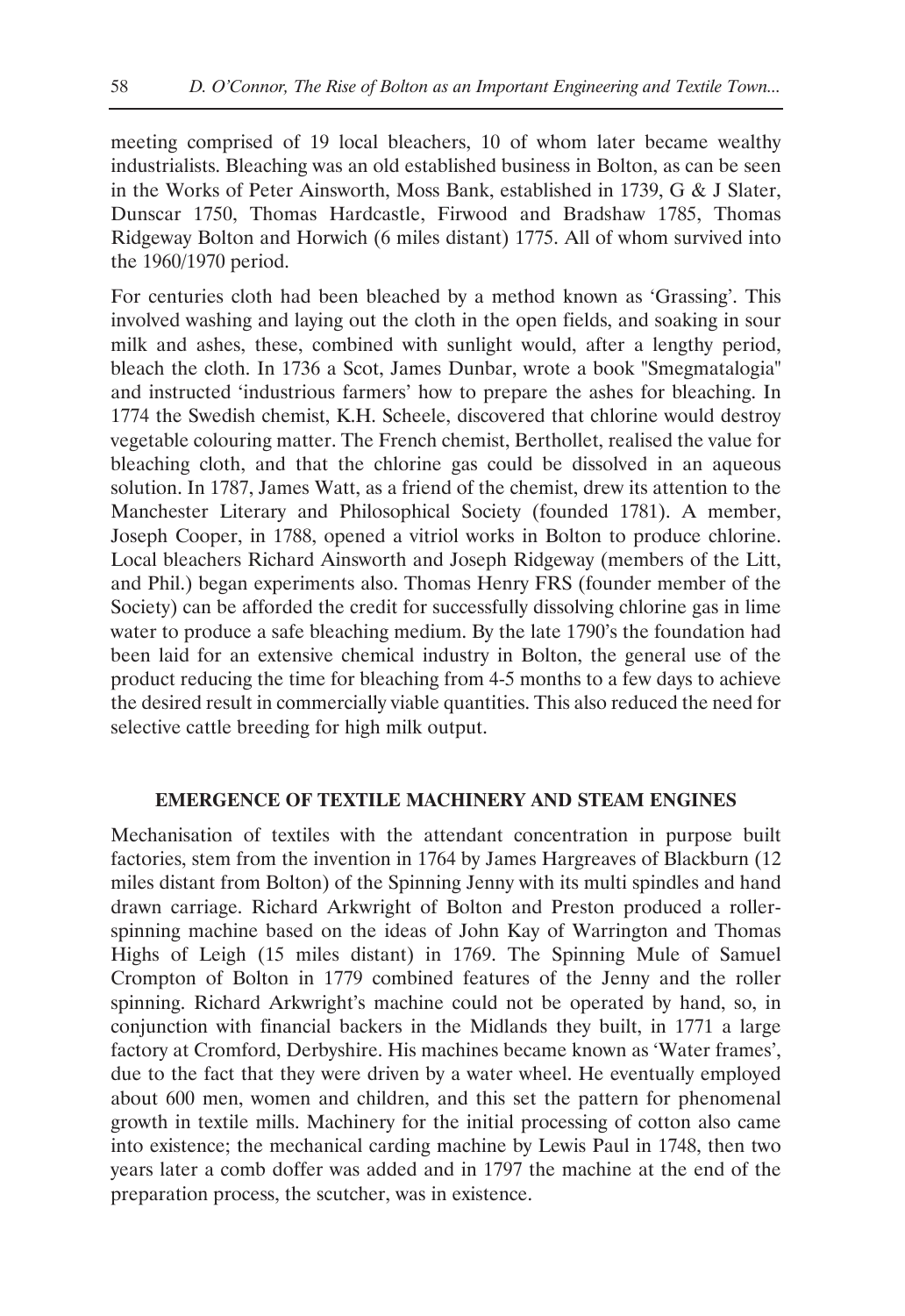meeting comprised of 19 local bleachers, 10 of whom later became wealthy industrialists. Bleaching was an old established business in Bolton, as can be seen in the Works of Peter Ainsworth, Moss Bank, established in 1739, G & J Slater, Dunscar 1750, Thomas Hardcastle, Firwood and Bradshaw 1785, Thomas Ridgeway Bolton and Horwich (6 miles distant) 1775. All of whom survived into the 1960/1970 period.

For centuries cloth had been bleached by a method known as 'Grassing'. This involved washing and laying out the cloth in the open fields, and soaking in sour milk and ashes, these, combined with sunlight would, after a lengthy period, bleach the cloth. In 1736 a Scot, James Dunbar, wrote a book "Smegmatalogia" and instructed 'industrious farmers' how to prepare the ashes for bleaching. In 1774 the Swedish chemist, K.H. Scheele, discovered that chlorine would destroy vegetable colouring matter. The French chemist, Berthollet, realised the value for bleaching cloth, and that the chlorine gas could be dissolved in an aqueous solution. In 1787, James Watt, as a friend of the chemist, drew its attention to the Manchester Literary and Philosophical Society (founded 1781). A member, Joseph Cooper, in 1788, opened a vitriol works in Bolton to produce chlorine. Local bleachers Richard Ainsworth and Joseph Ridgeway (members of the Litt, and Phil.) began experiments also. Thomas Henry FRS (founder member of the Society) can be afforded the credit for successfully dissolving chlorine gas in lime water to produce a safe bleaching medium. By the late 1790's the foundation had been laid for an extensive chemical industry in Bolton, the general use of the product reducing the time for bleaching from 4-5 months to a few days to achieve the desired result in commercially viable quantities. This also reduced the need for selective cattle breeding for high milk output.

## EMERGENCE OF TEXTILE MACHINERY AND STEAM ENGINES

Mechanisation of textiles with the attendant concentration in purpose built factories, stem from the invention in 1764 by James Hargreaves of Blackburn (12 miles distant from Bolton) of the Spinning Jenny with its multi spindles and hand drawn carriage. Richard Arkwright of Bolton and Preston produced a roller-spinning machine based on the ideas of John Kay of Warrington and Thomas Highs of Leigh (15 miles distant) in 1769. The Spinning Mule of Samuel Crompton of Bolton in 1779 combined features of the Jenny and the roller spinning. Richard Arkwright's machine could not be operated by hand, so, in conjunction with financial backers in the Midlands they built, in 1771 a large factory at Cromford, Derbyshire. His machines became known as 'Water frames', due to the fact that they were driven by a water wheel. He eventually employed about 600 men, women and children, and this set the pattern for phenomenal growth in textile mills. Machinery for the initial processing of cotton also came into existence; the mechanical carding machine by Lewis Paul in 1748, then two years later a comb doffer was added and in 1797 the machine at the end of the preparation process, the scutcher, was in existence.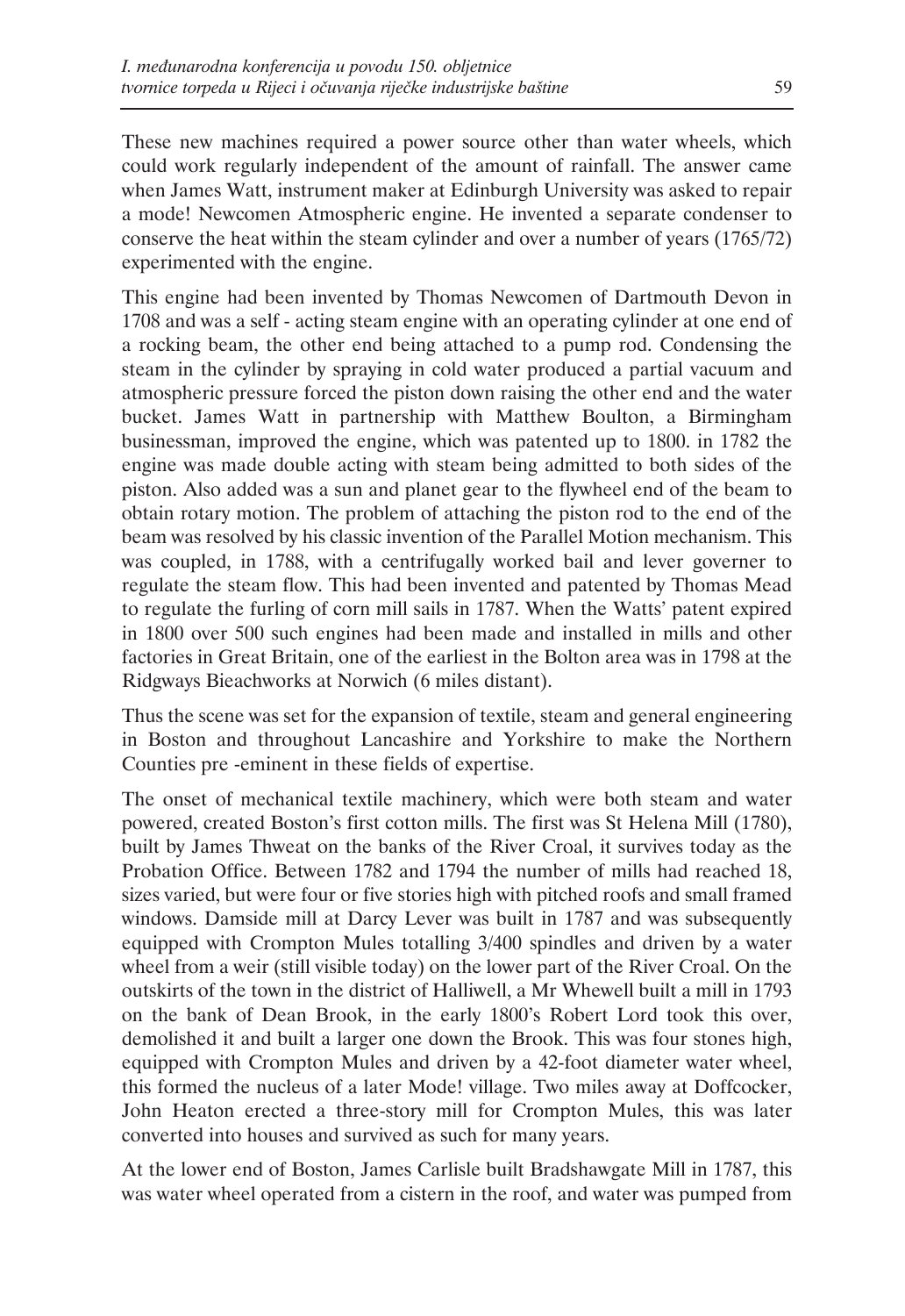These new machines required a power source other than water wheels, which could work regularly independent of the amount of rainfall. The answer came when James Watt, instrument maker at Edinburgh University was asked to repair a mode! Newcomen Atmospheric engine. He invented a separate condenser to conserve the heat within the steam cylinder and over a number of years (1765/72) experimented with the engine.

This engine had been invented by Thomas Newcomen of Dartmouth Devon in 1708 and was a self - acting steam engine with an operating cylinder at one end of a rocking beam, the other end being attached to a pump rod. Condensing the steam in the cylinder by spraying in cold water produced a partial vacuum and atmospheric pressure forced the piston down raising the other end and the water bucket. James Watt in partnership with Matthew Boulton, a Birmingham businessman, improved the engine, which was patented up to 1800. in 1782 the engine was made double acting with steam being admitted to both sides of the piston. Also added was a sun and planet gear to the flywheel end of the beam to obtain rotary motion. The problem of attaching the piston rod to the end of the beam was resolved by his classic invention of the Parallel Motion mechanism. This was coupled, in 1788, with a centrifugally worked bail and lever governer to regulate the steam flow. This had been invented and patented by Thomas Mead to regulate the furling of corn mill sails in 1787. When the Watts' patent expired in 1800 over 500 such engines had been made and installed in mills and other factories in Great Britain, one of the earliest in the Bolton area was in 1798 at the Ridgways Bieachworks at Norwich (6 miles distant).

Thus the scene was set for the expansion of textile, steam and general engineering in Boston and throughout Lancashire and Yorkshire to make the Northern Counties pre -eminent in these fields of expertise.

The onset of mechanical textile machinery, which were both steam and water powered, created Boston's first cotton mills. The first was St Helena Mill (1780), built by James Thweat on the banks of the River Croal, it survives today as the Probation Office. Between 1782 and 1794 the number of mills had reached 18, sizes varied, but were four or five stories high with pitched roofs and small framed windows. Damside mill at Darcy Lever was built in 1787 and was subsequently equipped with Crompton Mules totalling 3/400 spindles and driven by a water wheel from a weir (still visible today) on the lower part of the River Croal. On the outskirts of the town in the district of Halliwell, a Mr Whewell built a mill in 1793 on the bank of Dean Brook, in the early 1800's Robert Lord took this over, demolished it and built a larger one down the Brook. This was four stones high, equipped with Crompton Mules and driven by a 42-foot diameter water wheel, this formed the nucleus of a later Mode! village. Two miles away at Doffcocker, John Heaton erected a three-story mill for Crompton Mules, this was later converted into houses and survived as such for many years.

At the lower end of Boston, James Carlisle built Bradshawgate Mill in 1787, this was water wheel operated from a cistern in the roof, and water was pumped from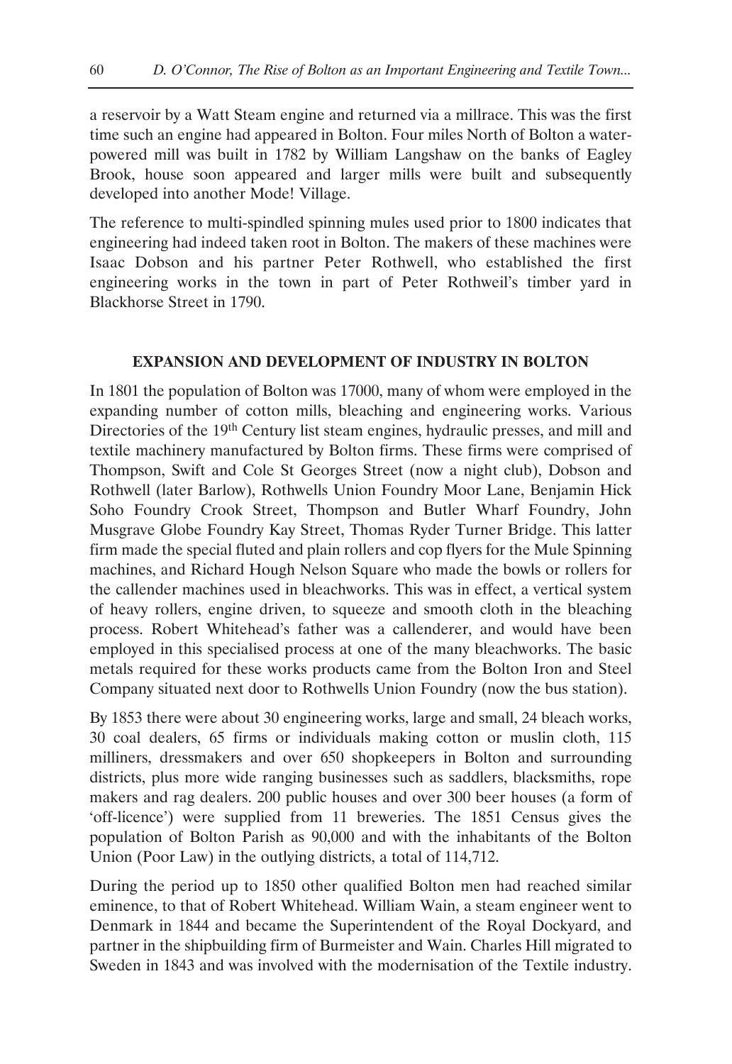a reservoir by a Watt Steam engine and returned via a millrace. This was the first time such an engine had appeared in Bolton. Four miles North of Bolton a water-powered mill was built in 1782 by William Langshaw on the banks of Eagley Brook, house soon appeared and larger mills were built and subsequently developed into another Mode! Village.

The reference to multi-spindled spinning mules used prior to 1800 indicates that engineering had indeed taken root in Bolton. The makers of these machines were Isaac Dobson and his partner Peter Rothwell, who established the first engineering works in the town in part of Peter Rothweil's timber yard in Blackhorse Street in 1790.

## EXPANSION AND DEVELOPMENT OF INDUSTRY IN BOLTON

In 1801 the population of Bolton was 17000, many of whom were employed in the expanding number of cotton mills, bleaching and engineering works. Various Directories of the 19th Century list steam engines, hydraulic presses, and mill and textile machinery manufactured by Bolton firms. These firms were comprised of Thompson, Swift and Cole St Georges Street (now a night club), Dobson and Rothwell (later Barlow), Rothwells Union Foundry Moor Lane, Benjamin Hick Soho Foundry Crook Street, Thompson and Butler Wharf Foundry, John Musgrave Globe Foundry Kay Street, Thomas Ryder Turner Bridge. This latter firm made the special fluted and plain rollers and cop flyers for the Mule Spinning machines, and Richard Hough Nelson Square who made the bowls or rollers for the callender machines used in bleachworks. This was in effect, a vertical system of heavy rollers, engine driven, to squeeze and smooth cloth in the bleaching process. Robert Whitehead's father was a callenderer, and would have been employed in this specialised process at one of the many bleachworks. The basic metals required for these works products came from the Bolton Iron and Steel Company situated next door to Rothwells Union Foundry (now the bus station).

By 1853 there were about 30 engineering works, large and small, 24 bleach works, 30 coal dealers, 65 firms or individuals making cotton or muslin cloth, 115 milliners, dressmakers and over 650 shopkeepers in Bolton and surrounding districts, plus more wide ranging businesses such as saddlers, blacksmiths, rope makers and rag dealers. 200 public houses and over 300 beer houses (a form of 'off-licence') were supplied from 11 breweries. The 1851 Census gives the population of Bolton Parish as 90,000 and with the inhabitants of the Bolton Union (Poor Law) in the outlying districts, a total of 114,712.

During the period up to 1850 other qualified Bolton men had reached similar eminence, to that of Robert Whitehead. William Wain, a steam engineer went to Denmark in 1844 and became the Superintendent of the Royal Dockyard, and partner in the shipbuilding firm of Burmeister and Wain. Charles Hill migrated to Sweden in 1843 and was involved with the modernisation of the Textile industry.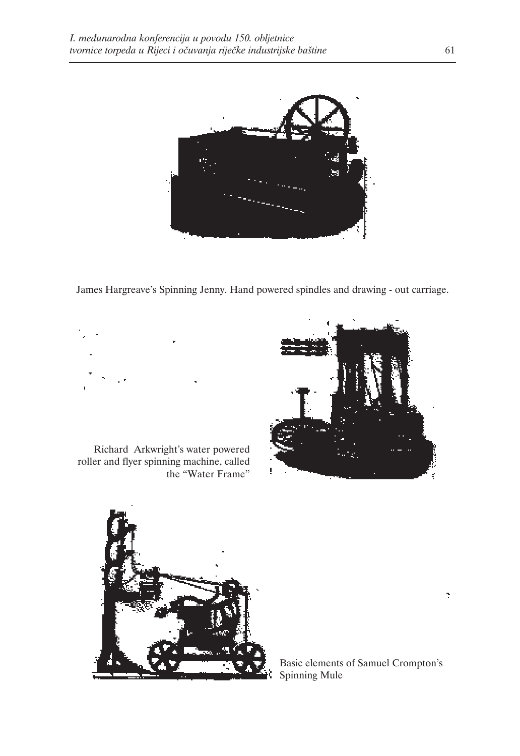James Hargreave's Spinning Jenny. Hand powered spindles and drawing - out carriage.

Richard Arkwright's water powered roller and flyer spinning machine, called the "Water Frame"

Basic elements of Samuel Crompton's Spinning Mule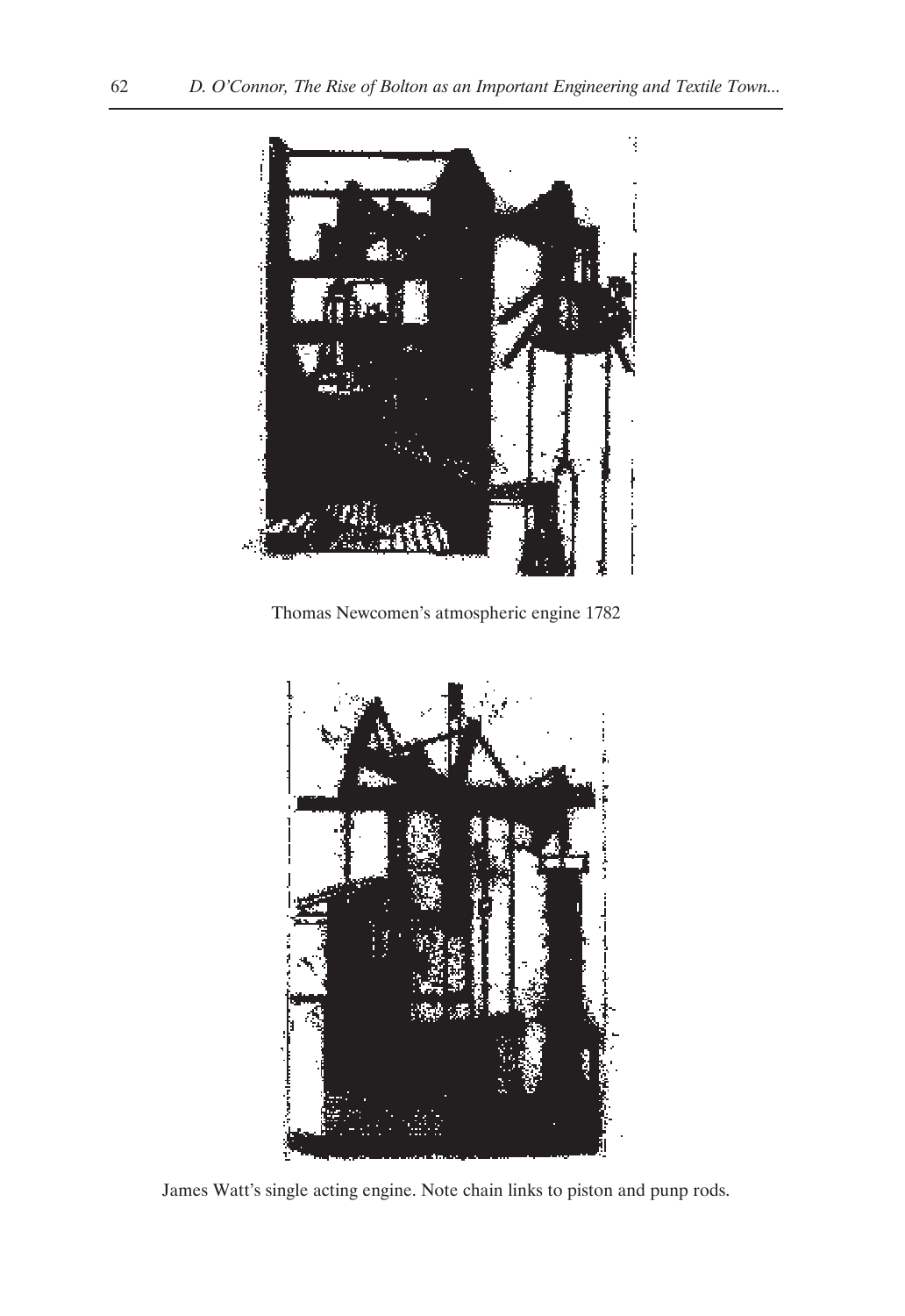Thomas Newcomen's atmospheric engine 1782

James Watt's single acting engine. Note chain links to piston and punp rods.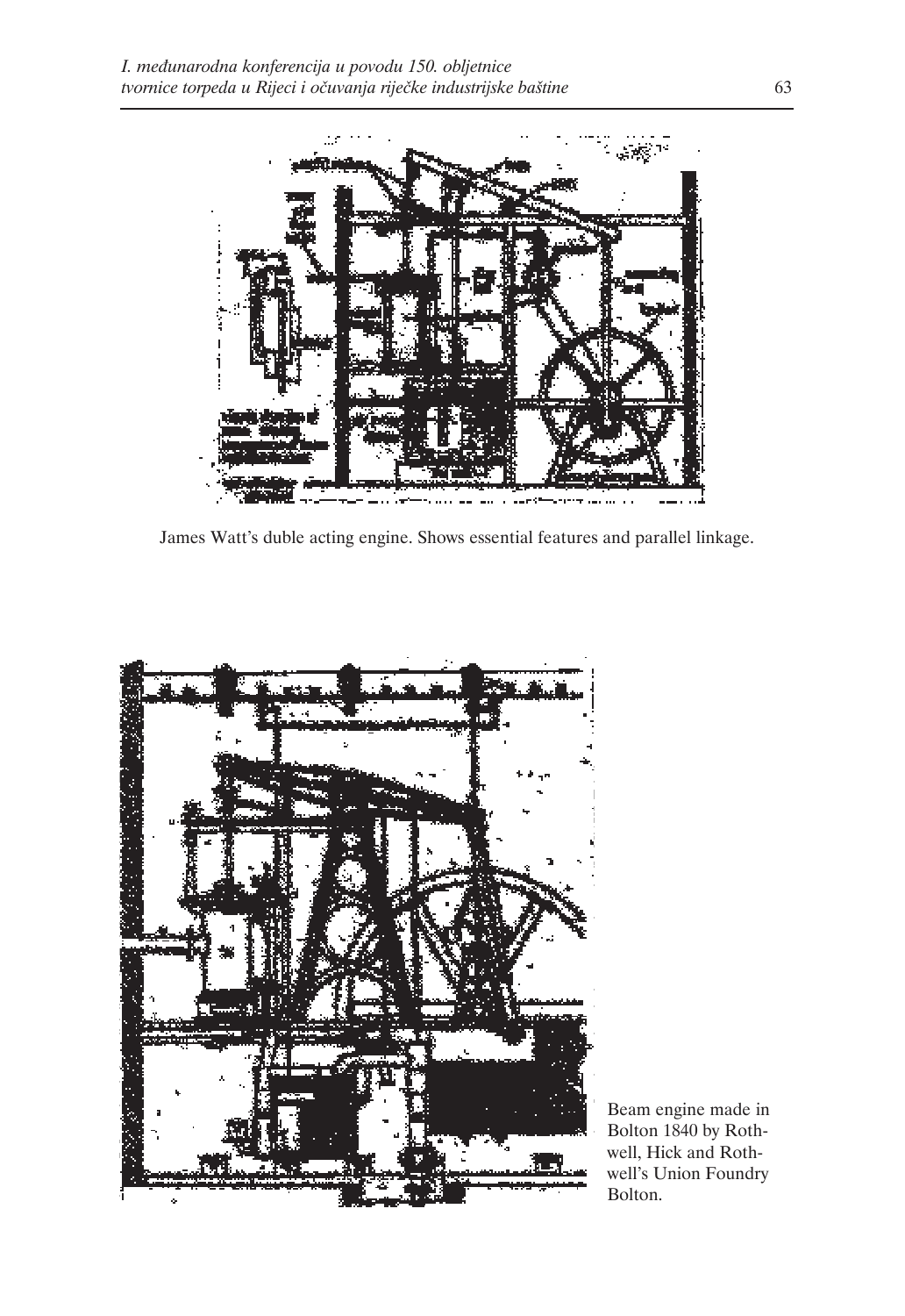James Watt's duble acting engine. Shows essential features and parallel linkage.

Beam engine made in Bolton 1840 by Rothwell, Hick and Rothwell's Union Foundry Bolton.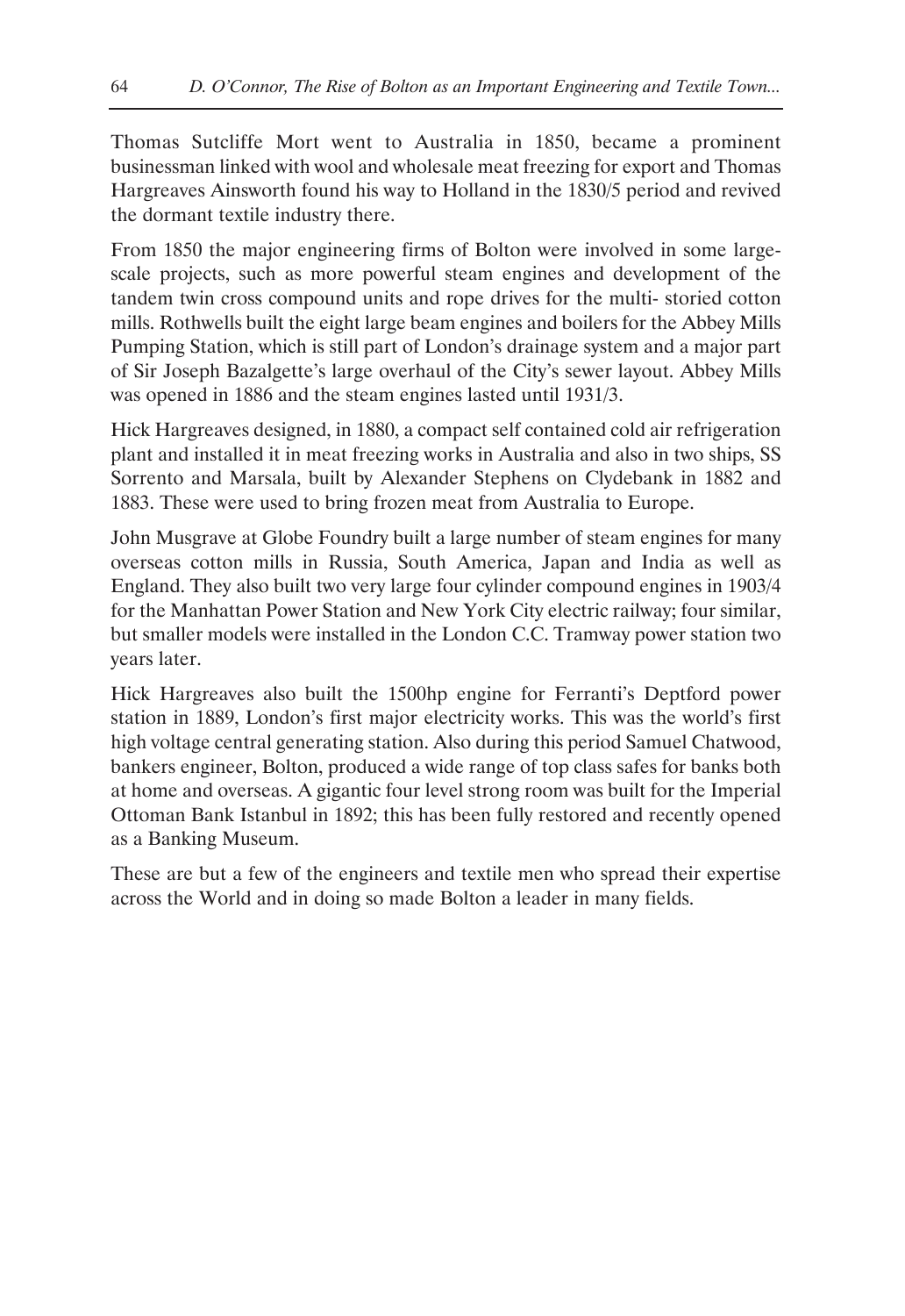Thomas Sutcliffe Mort went to Australia in 1850, became a prominent businessman linked with wool and wholesale meat freezing for export and Thomas Hargreaves Ainsworth found his way to Holland in the 1830/5 period and revived the dormant textile industry there.

From 1850 the major engineering firms of Bolton were involved in some large-scale projects, such as more powerful steam engines and development of the tandem twin cross compound units and rope drives for the multi- storied cotton mills. Rothwells built the eight large beam engines and boilers for the Abbey Mills Pumping Station, which is still part of London's drainage system and a major part of Sir Joseph Bazalgette's large overhaul of the City's sewer layout. Abbey Mills was opened in 1886 and the steam engines lasted until 1931/3.

Hick Hargreaves designed, in 1880, a compact self contained cold air refrigeration plant and installed it in meat freezing works in Australia and also in two ships, SS Sorrento and Marsala, built by Alexander Stephens on Clydebank in 1882 and 1883. These were used to bring frozen meat from Australia to Europe.

John Musgrave at Globe Foundry built a large number of steam engines for many overseas cotton mills in Russia, South America, Japan and India as well as England. They also built two very large four cylinder compound engines in 1903/4 for the Manhattan Power Station and New York City electric railway; four similar, but smaller models were installed in the London C.C. Tramway power station two years later.

Hick Hargreaves also built the 1500hp engine for Ferranti's Deptford power station in 1889, London's first major electricity works. This was the world's first high voltage central generating station. Also during this period Samuel Chatwood, bankers engineer, Bolton, produced a wide range of top class safes for banks both at home and overseas. A gigantic four level strong room was built for the Imperial Ottoman Bank Istanbul in 1892; this has been fully restored and recently opened as a Banking Museum.

These are but a few of the engineers and textile men who spread their expertise across the World and in doing so made Bolton a leader in many fields.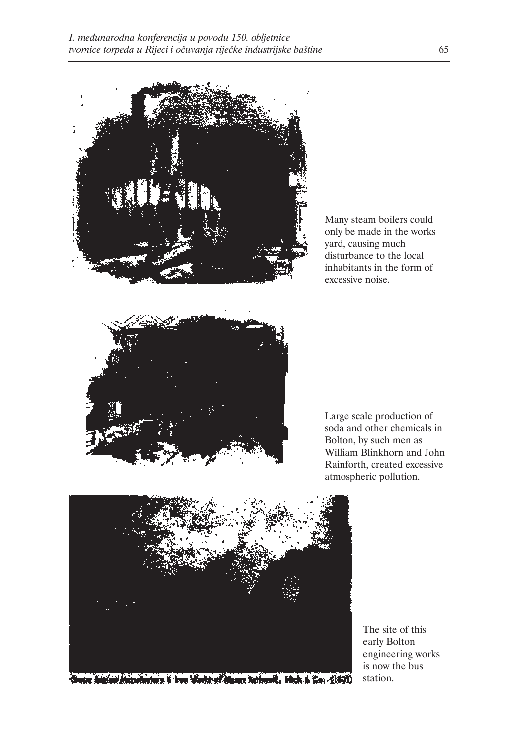Many steam boilers could only be made in the works yard, causing much disturbance to the local inhabitants in the form of excessive noise.

Large scale production of soda and other chemicals in Bolton, by such men as William Blinkhorn and John Rainforth, created excessive atmospheric pollution.

The site of this early Bolton engineering works is now the bus station.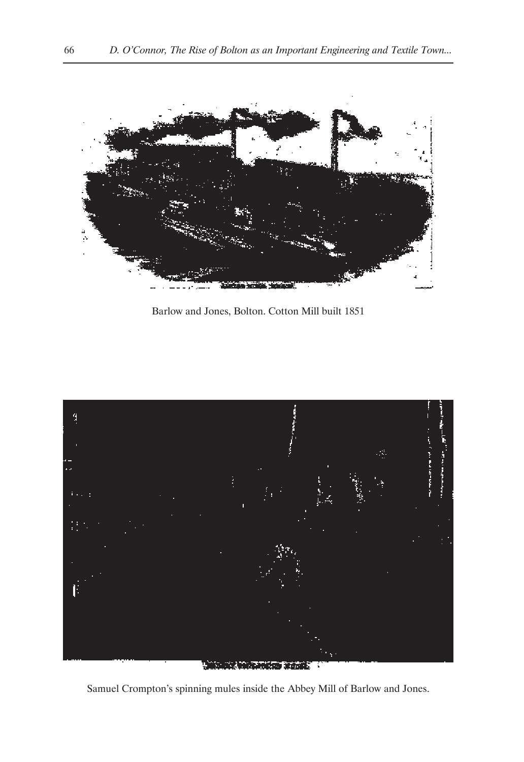Barlow and Jones, Bolton. Cotton Mill built 1851

Samuel Crompton's spinning mules inside the Abbey Mill of Barlow and Jones.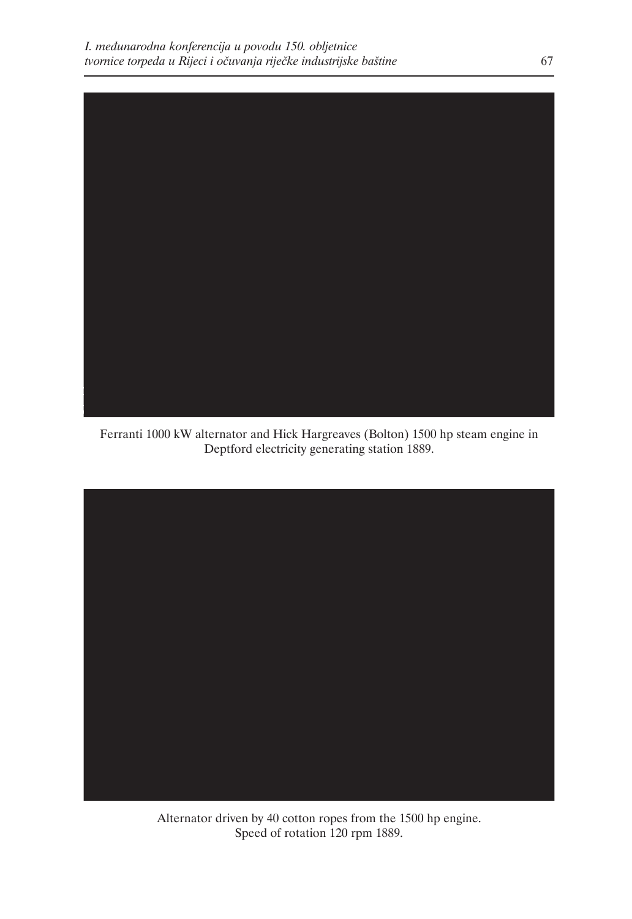Ferranti 1000 kW alternator and Hick Hargreaves (Bolton) 1500 hp steam engine in Deptford electricity generating station 1889.

Alternator driven by 40 cotton ropes from the 1500 hp engine. Speed of rotation 120 rpm 1889.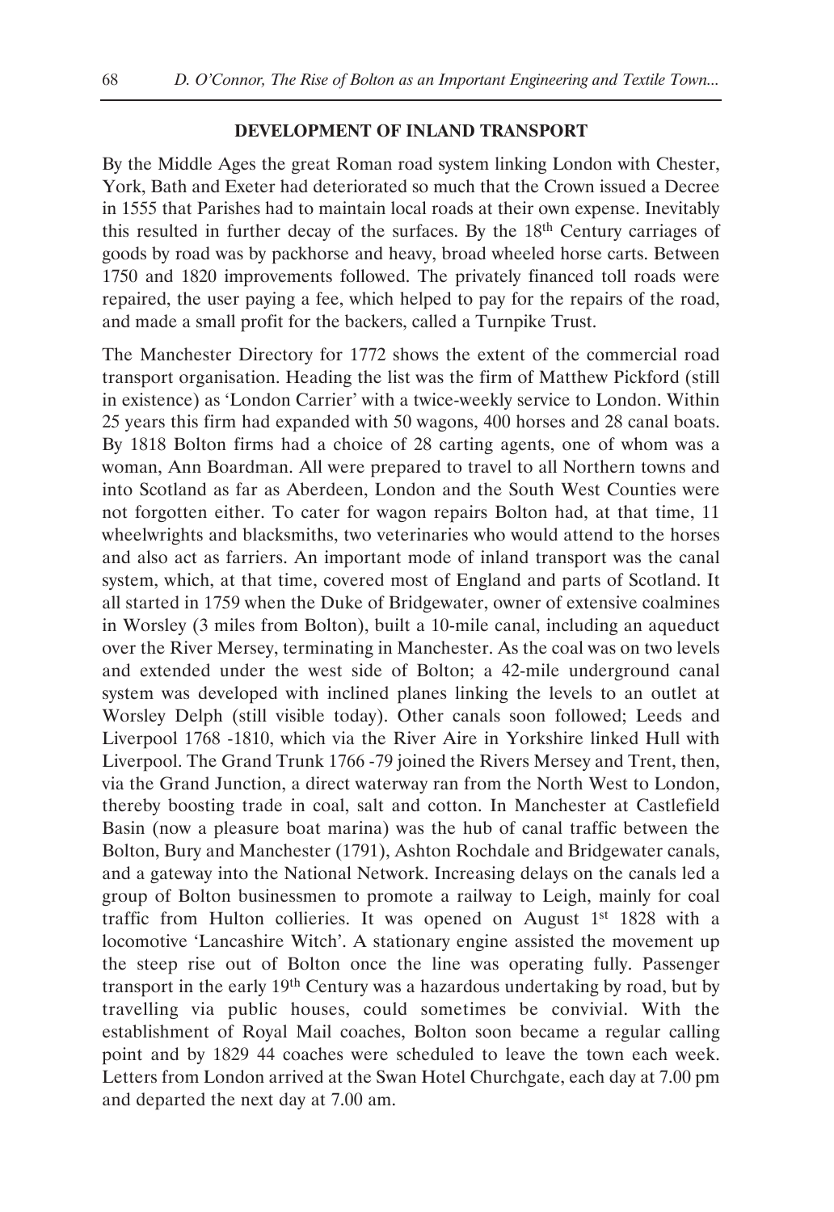## DEVELOPMENT OF INLAND TRANSPORT

By the Middle Ages the great Roman road system linking London with Chester, York, Bath and Exeter had deteriorated so much that the Crown issued a Decree in 1555 that Parishes had to maintain local roads at their own expense. Inevitably this resulted in further decay of the surfaces. By the 18th Century carriages of goods by road was by packhorse and heavy, broad wheeled horse carts. Between 1750 and 1820 improvements followed. The privately financed toll roads were repaired, the user paying a fee, which helped to pay for the repairs of the road, and made a small profit for the backers, called a Turnpike Trust.

The Manchester Directory for 1772 shows the extent of the commercial road transport organisation. Heading the list was the firm of Matthew Pickford (still in existence) as 'London Carrier' with a twice-weekly service to London. Within 25 years this firm had expanded with 50 wagons, 400 horses and 28 canal boats. By 1818 Bolton firms had a choice of 28 carting agents, one of whom was a woman, Ann Boardman. All were prepared to travel to all Northern towns and into Scotland as far as Aberdeen, London and the South West Counties were not forgotten either. To cater for wagon repairs Bolton had, at that time, 11 wheelwrights and blacksmiths, two veterinaries who would attend to the horses and also act as farriers. An important mode of inland transport was the canal system, which, at that time, covered most of England and parts of Scotland. It all started in 1759 when the Duke of Bridgewater, owner of extensive coalmines in Worsley (3 miles from Bolton), built a 10-mile canal, including an aqueduct over the River Mersey, terminating in Manchester. As the coal was on two levels and extended under the west side of Bolton; a 42-mile underground canal system was developed with inclined planes linking the levels to an outlet at Worsley Delph (still visible today). Other canals soon followed; Leeds and Liverpool 1768 -1810, which via the River Aire in Yorkshire linked Hull with Liverpool. The Grand Trunk 1766 -79 joined the Rivers Mersey and Trent, then, via the Grand Junction, a direct waterway ran from the North West to London, thereby boosting trade in coal, salt and cotton. In Manchester at Castlefield Basin (now a pleasure boat marina) was the hub of canal traffic between the Bolton, Bury and Manchester (1791), Ashton Rochdale and Bridgewater canals, and a gateway into the National Network. Increasing delays on the canals led a group of Bolton businessmen to promote a railway to Leigh, mainly for coal traffic from Hulton collieries. It was opened on August 1st 1828 with a locomotive 'Lancashire Witch'. A stationary engine assisted the movement up the steep rise out of Bolton once the line was operating fully. Passenger transport in the early 19th Century was a hazardous undertaking by road, but by travelling via public houses, could sometimes be convivial. With the establishment of Royal Mail coaches, Bolton soon became a regular calling point and by 1829 44 coaches were scheduled to leave the town each week. Letters from London arrived at the Swan Hotel Churchgate, each day at 7.00 pm and departed the next day at 7.00 am.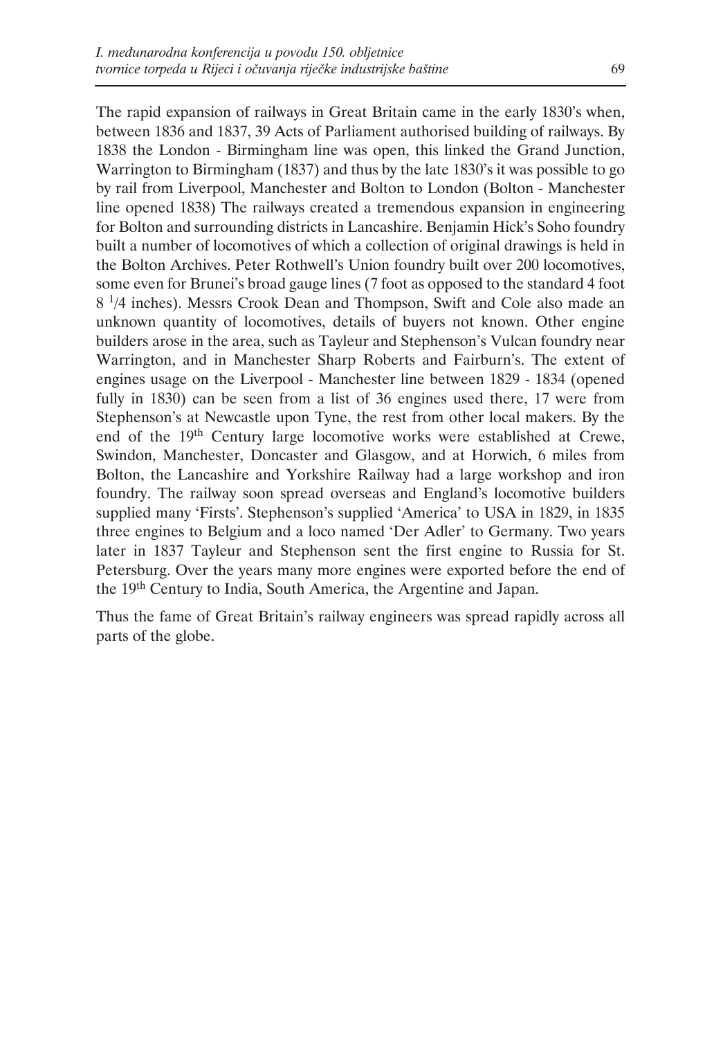The rapid expansion of railways in Great Britain came in the early 1830's when, between 1836 and 1837, 39 Acts of Parliament authorised building of railways. By 1838 the London - Birmingham line was open, this linked the Grand Junction, Warrington to Birmingham (1837) and thus by the late 1830's it was possible to go by rail from Liverpool, Manchester and Bolton to London (Bolton - Manchester line opened 1838) The railways created a tremendous expansion in engineering for Bolton and surrounding districts in Lancashire. Benjamin Hick's Soho foundry built a number of locomotives of which a collection of original drawings is held in the Bolton Archives. Peter Rothwell's Union foundry built over 200 locomotives, some even for Brunei's broad gauge lines (7 foot as opposed to the standard 4 foot 8 $^{1}/4$ inches). Messrs Crook Dean and Thompson, Swift and Cole also made an unknown quantity of locomotives, details of buyers not known. Other engine builders arose in the area, such as Tayleur and Stephenson's Vulcan foundry near Warrington, and in Manchester Sharp Roberts and Fairburn's. The extent of engines usage on the Liverpool - Manchester line between 1829 - 1834 (opened fully in 1830) can be seen from a list of 36 engines used there, 17 were from Stephenson's at Newcastle upon Tyne, the rest from other local makers. By the end of the 19th Century large locomotive works were established at Crewe, Swindon, Manchester, Doncaster and Glasgow, and at Horwich, 6 miles from Bolton, the Lancashire and Yorkshire Railway had a large workshop and iron foundry. The railway soon spread overseas and England's locomotive builders supplied many 'Firsts'. Stephenson's supplied 'America' to USA in 1829, in 1835 three engines to Belgium and a loco named 'Der Adler' to Germany. Two years later in 1837 Tayleur and Stephenson sent the first engine to Russia for St. Petersburg. Over the years many more engines were exported before the end of the 19th Century to India, South America, the Argentine and Japan.

Thus the fame of Great Britain's railway engineers was spread rapidly across all parts of the globe.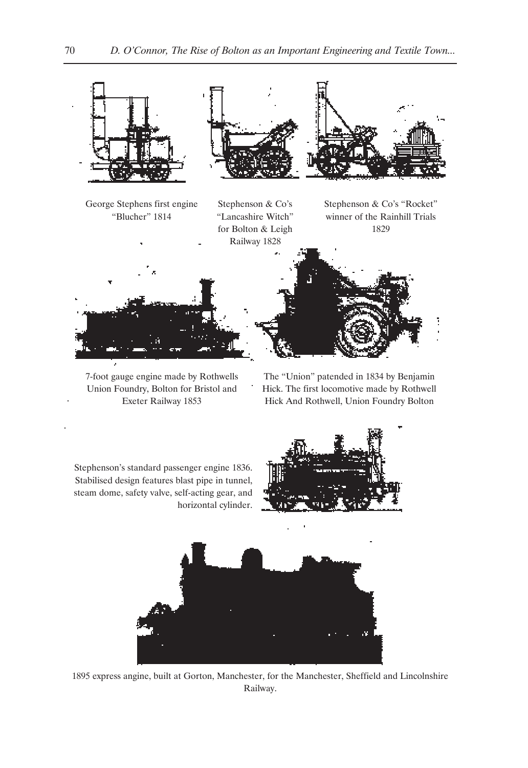George Stephens first engine "Blucher" 1814

Stephenson & Co's "Lancashire Witch" for Bolton & Leigh Railway 1828

Stephenson & Co's "Rocket" winner of the Rainhill Trials 1829

7-foot gauge engine made by Rothwells Union Foundry, Bolton for Bristol and Exeter Railway 1853

The "Union" patended in 1834 by Benjamin Hick. The first locomotive made by Rothwell Hick And Rothwell, Union Foundry Bolton

Stephenson's standard passenger engine 1836. Stabilised design features blast pipe in tunnel, steam dome, safety valve, self-acting gear, and horizontal cylinder.

1895 express angine, built at Gorton, Manchester, for the Manchester, Sheffield and Lincolnshire Railway.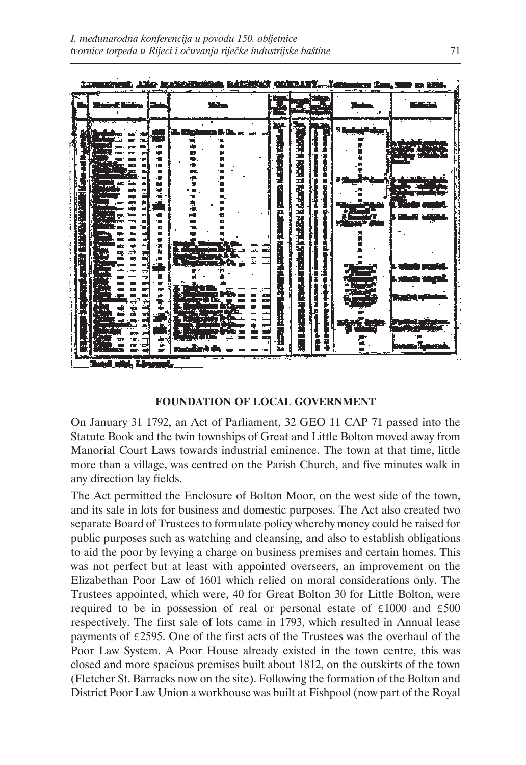## FOUNDATION OF LOCAL GOVERNMENT

On January 31 1792, an Act of Parliament, 32 GEO 11 CAP 71 passed into the Statute Book and the twin townships of Great and Little Bolton moved away from Manorial Court Laws towards industrial eminence. The town at that time, little more than a village, was centred on the Parish Church, and five minutes walk in any direction lay fields.

The Act permitted the Enclosure of Bolton Moor, on the west side of the town, and its sale in lots for business and domestic purposes. The Act also created two separate Board of Trustees to formulate policy whereby money could be raised for public purposes such as watching and cleansing, and also to establish obligations to aid the poor by levying a charge on business premises and certain homes. This was not perfect but at least with appointed overseers, an improvement on the Elizabethan Poor Law of 1601 which relied on moral considerations only. The Trustees appointed, which were, 40 for Great Bolton 30 for Little Bolton, were required to be in possession of real or personal estate of £1000 and £500 respectively. The first sale of lots came in 1793, which resulted in Annual lease payments of £2595. One of the first acts of the Trustees was the overhaul of the Poor Law System. A Poor House already existed in the town centre, this was closed and more spacious premises built about 1812, on the outskirts of the town (Fletcher St. Barracks now on the site). Following the formation of the Bolton and District Poor Law Union a workhouse was built at Fishpool (now part of the Royal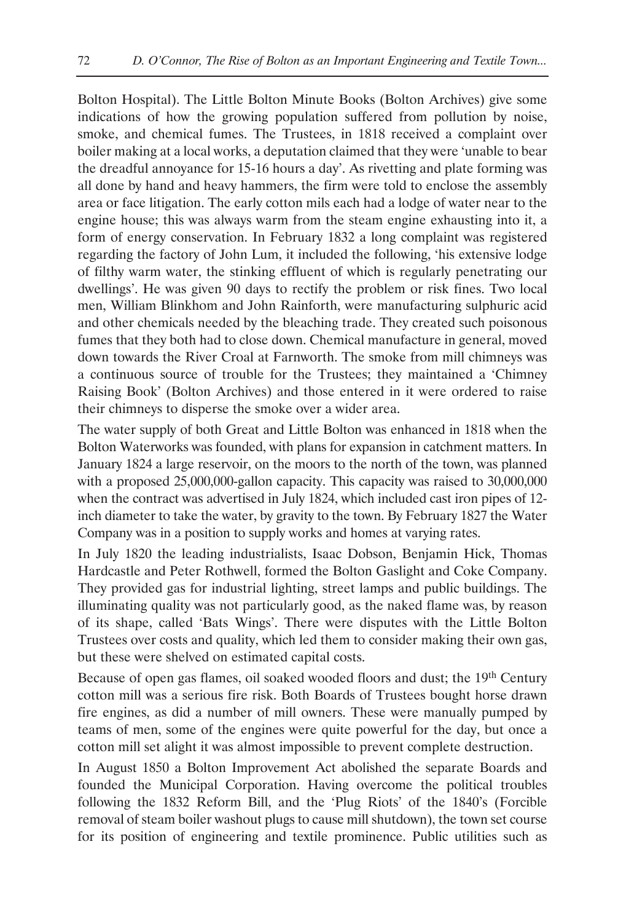Bolton Hospital). The Little Bolton Minute Books (Bolton Archives) give some indications of how the growing population suffered from pollution by noise, smoke, and chemical fumes. The Trustees, in 1818 received a complaint over boiler making at a local works, a deputation claimed that they were 'unable to bear the dreadful annoyance for 15-16 hours a day'. As rivetting and plate forming was all done by hand and heavy hammers, the firm were told to enclose the assembly area or face litigation. The early cotton mils each had a lodge of water near to the engine house; this was always warm from the steam engine exhausting into it, a form of energy conservation. In February 1832 a long complaint was registered regarding the factory of John Lum, it included the following, 'his extensive lodge of filthy warm water, the stinking effluent of which is regularly penetrating our dwellings'. He was given 90 days to rectify the problem or risk fines. Two local men, William Blinkhom and John Rainforth, were manufacturing sulphuric acid and other chemicals needed by the bleaching trade. They created such poisonous fumes that they both had to close down. Chemical manufacture in general, moved down towards the River Croal at Farnworth. The smoke from mill chimneys was a continuous source of trouble for the Trustees; they maintained a 'Chimney Raising Book' (Bolton Archives) and those entered in it were ordered to raise their chimneys to disperse the smoke over a wider area.

The water supply of both Great and Little Bolton was enhanced in 1818 when the Bolton Waterworks was founded, with plans for expansion in catchment matters. In January 1824 a large reservoir, on the moors to the north of the town, was planned with a proposed 25,000,000-gallon capacity. This capacity was raised to 30,000,000 when the contract was advertised in July 1824, which included cast iron pipes of 12-inch diameter to take the water, by gravity to the town. By February 1827 the Water Company was in a position to supply works and homes at varying rates.

In July 1820 the leading industrialists, Isaac Dobson, Benjamin Hick, Thomas Hardcastle and Peter Rothwell, formed the Bolton Gaslight and Coke Company. They provided gas for industrial lighting, street lamps and public buildings. The illuminating quality was not particularly good, as the naked flame was, by reason of its shape, called 'Bats Wings'. There were disputes with the Little Bolton Trustees over costs and quality, which led them to consider making their own gas, but these were shelved on estimated capital costs.

Because of open gas flames, oil soaked wooded floors and dust; the 19th Century cotton mill was a serious fire risk. Both Boards of Trustees bought horse drawn fire engines, as did a number of mill owners. These were manually pumped by teams of men, some of the engines were quite powerful for the day, but once a cotton mill set alight it was almost impossible to prevent complete destruction.

In August 1850 a Bolton Improvement Act abolished the separate Boards and founded the Municipal Corporation. Having overcome the political troubles following the 1832 Reform Bill, and the 'Plug Riots' of the 1840's (Forcible removal of steam boiler washout plugs to cause mill shutdown), the town set course for its position of engineering and textile prominence. Public utilities such as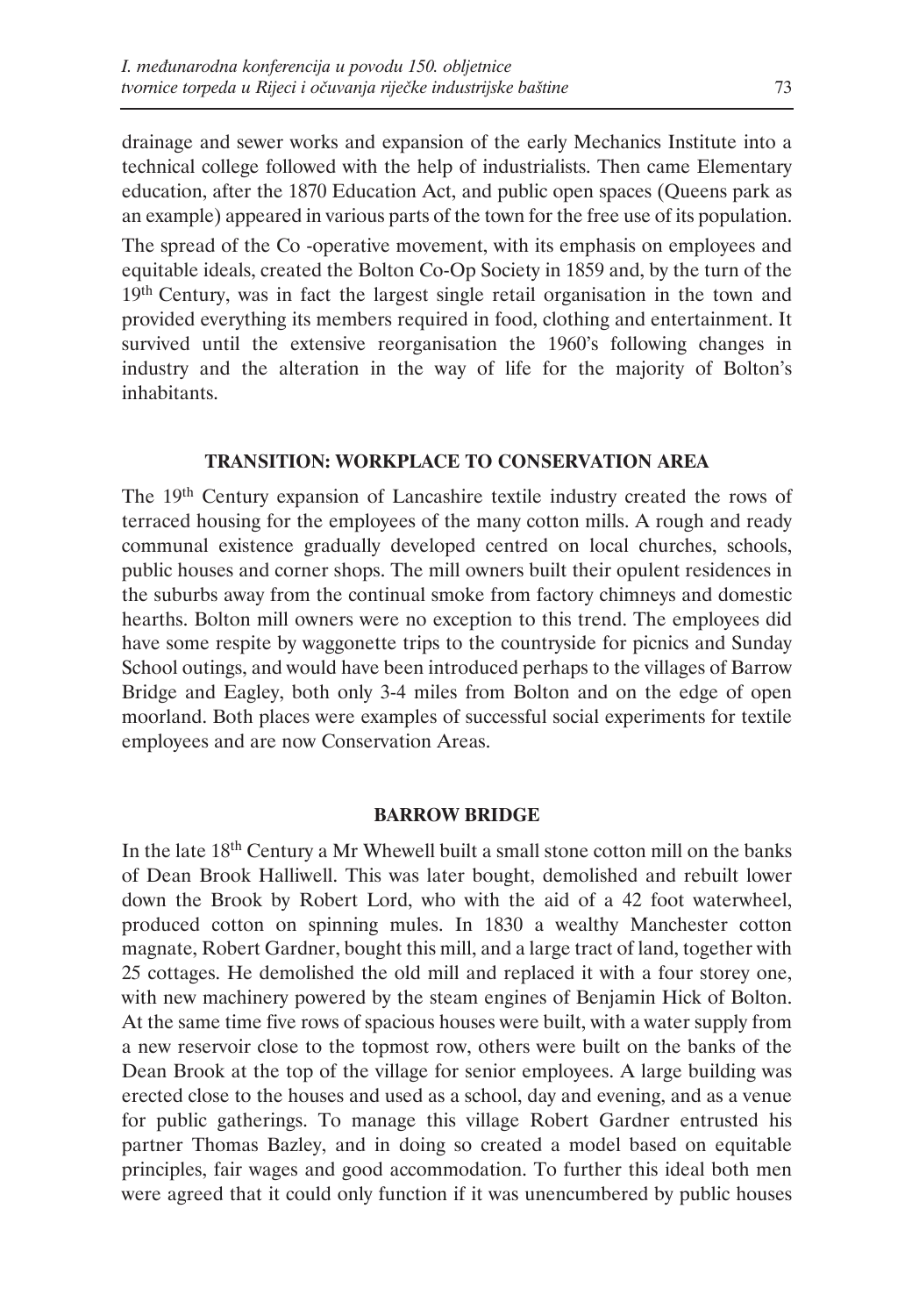drainage and sewer works and expansion of the early Mechanics Institute into a technical college followed with the help of industrialists. Then came Elementary education, after the 1870 Education Act, and public open spaces (Queens park as an example) appeared in various parts of the town for the free use of its population.

The spread of the Co -operative movement, with its emphasis on employees and equitable ideals, created the Bolton Co-Op Society in 1859 and, by the turn of the 19th Century, was in fact the largest single retail organisation in the town and provided everything its members required in food, clothing and entertainment. It survived until the extensive reorganisation the 1960's following changes in industry and the alteration in the way of life for the majority of Bolton's inhabitants.

## TRANSITION: WORKPLACE TO CONSERVATION AREA

The 19th Century expansion of Lancashire textile industry created the rows of terraced housing for the employees of the many cotton mills. A rough and ready communal existence gradually developed centred on local churches, schools, public houses and corner shops. The mill owners built their opulent residences in the suburbs away from the continual smoke from factory chimneys and domestic hearths. Bolton mill owners were no exception to this trend. The employees did have some respite by waggonette trips to the countryside for picnics and Sunday School outings, and would have been introduced perhaps to the villages of Barrow Bridge and Eagley, both only 3-4 miles from Bolton and on the edge of open moorland. Both places were examples of successful social experiments for textile employees and are now Conservation Areas.

## BARROW BRIDGE

In the late 18th Century a Mr Whewell built a small stone cotton mill on the banks of Dean Brook Halliwell. This was later bought, demolished and rebuilt lower down the Brook by Robert Lord, who with the aid of a 42 foot waterwheel, produced cotton on spinning mules. In 1830 a wealthy Manchester cotton magnate, Robert Gardner, bought this mill, and a large tract of land, together with 25 cottages. He demolished the old mill and replaced it with a four storey one, with new machinery powered by the steam engines of Benjamin Hick of Bolton. At the same time five rows of spacious houses were built, with a water supply from a new reservoir close to the topmost row, others were built on the banks of the Dean Brook at the top of the village for senior employees. A large building was erected close to the houses and used as a school, day and evening, and as a venue for public gatherings. To manage this village Robert Gardner entrusted his partner Thomas Bazley, and in doing so created a model based on equitable principles, fair wages and good accommodation. To further this ideal both men were agreed that it could only function if it was unencumbered by public houses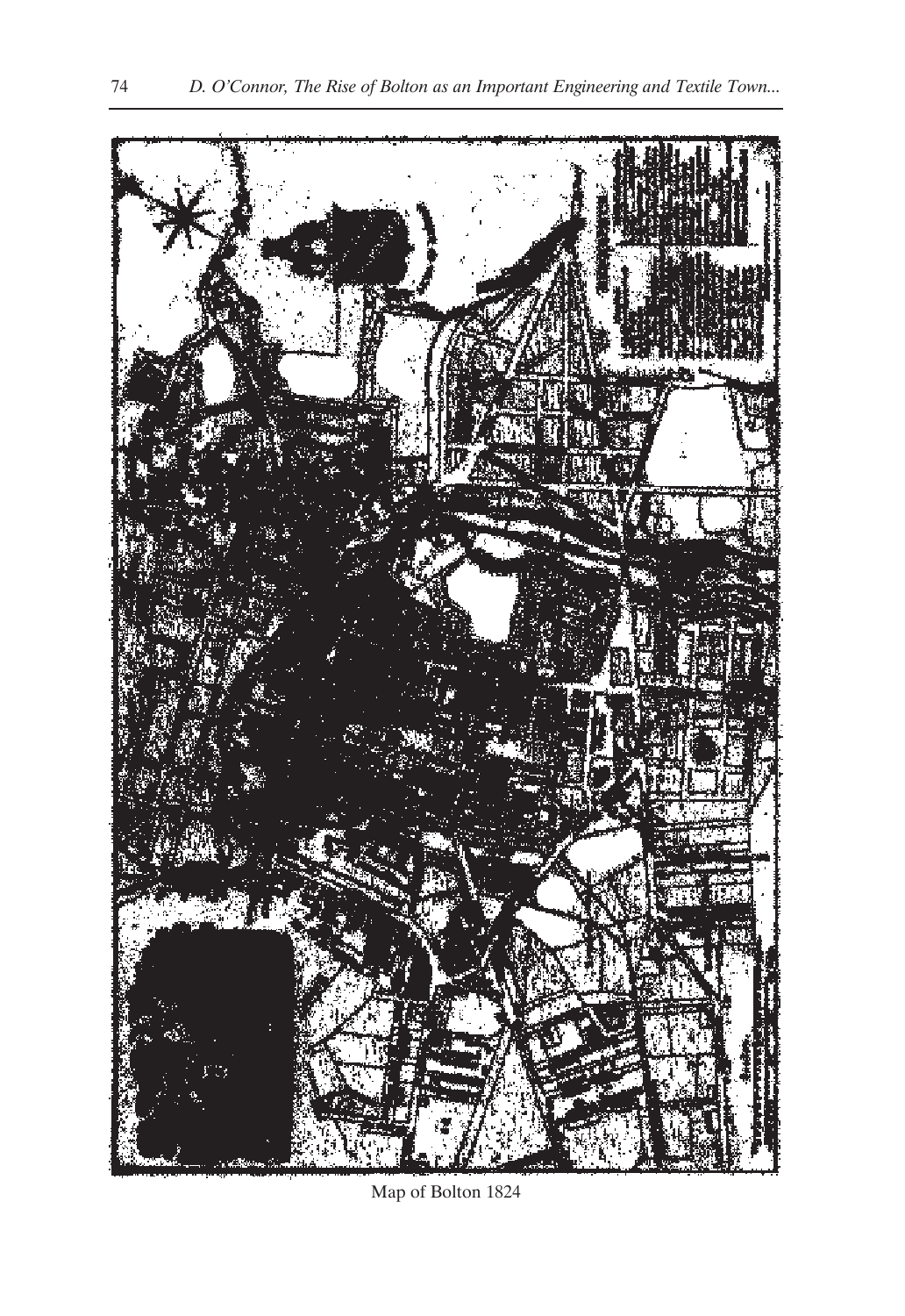Map of Bolton 1824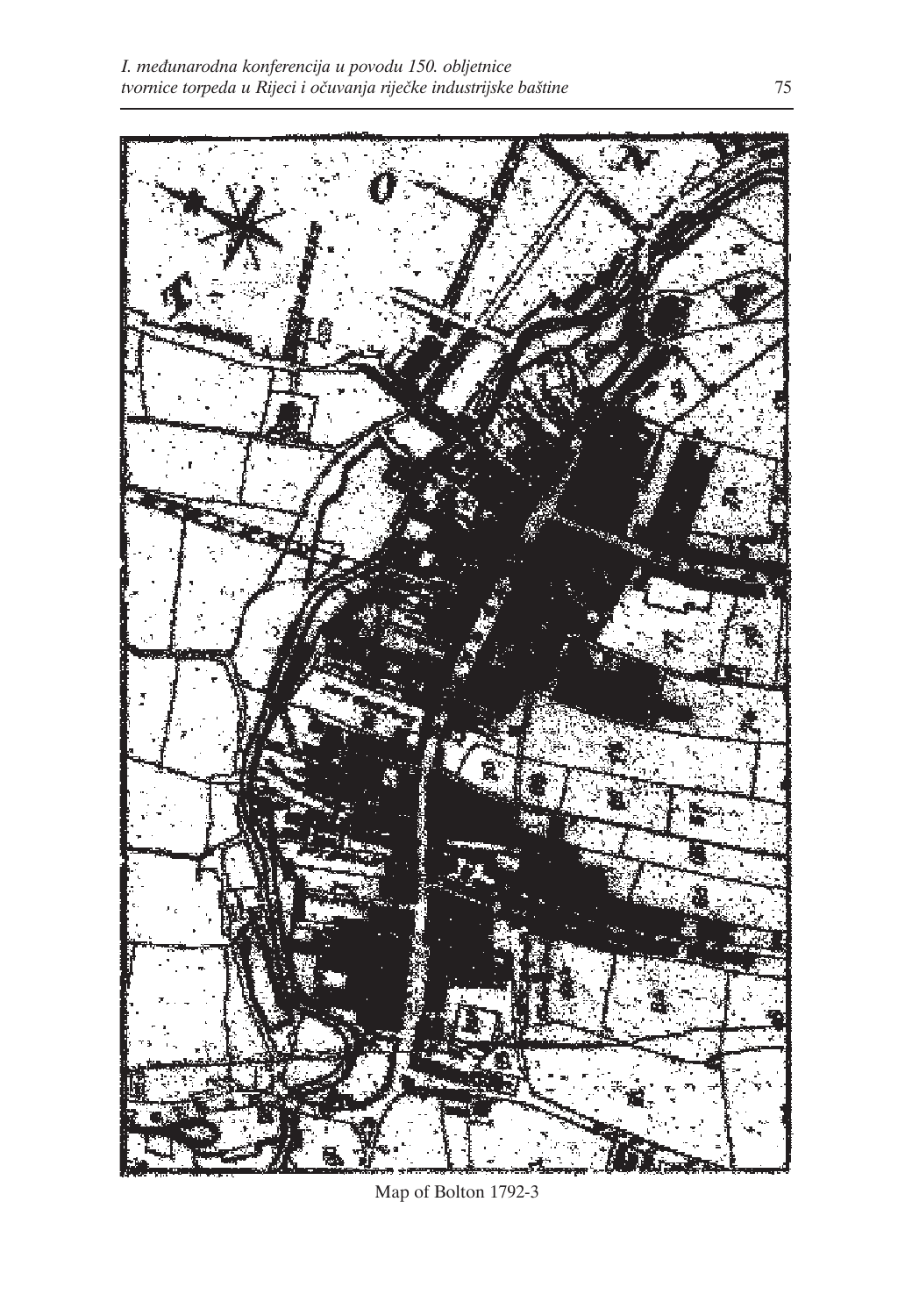Map of Bolton 1792-3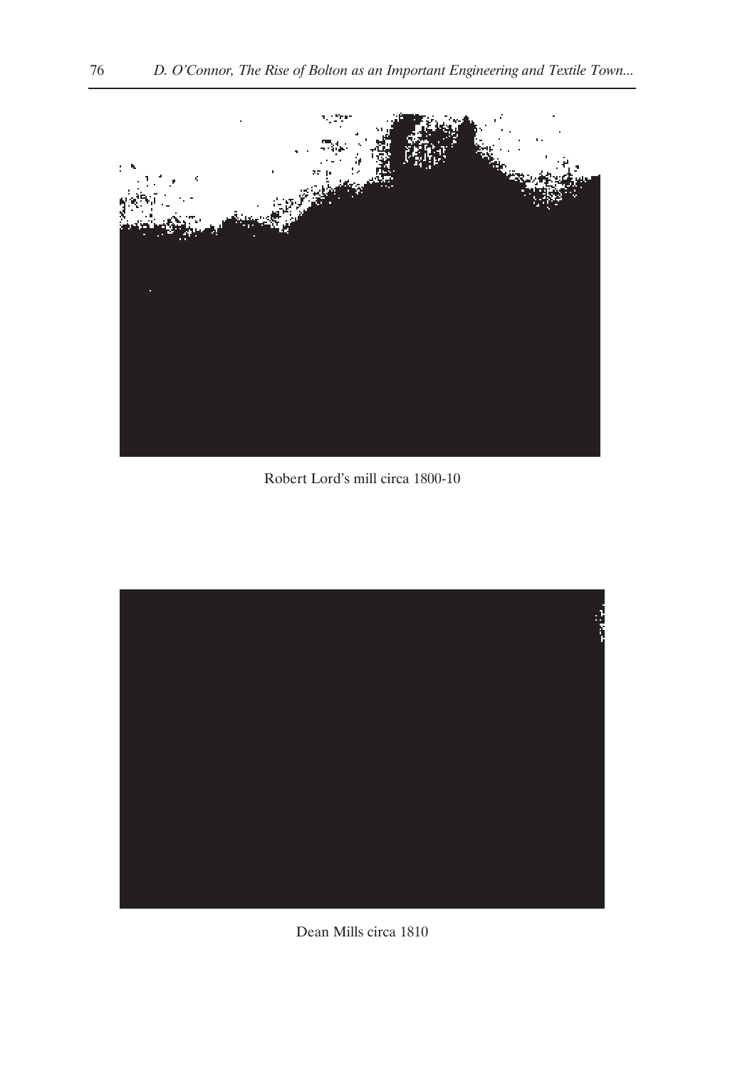Robert Lord's mill circa 1800-10

Dean Mills circa 1810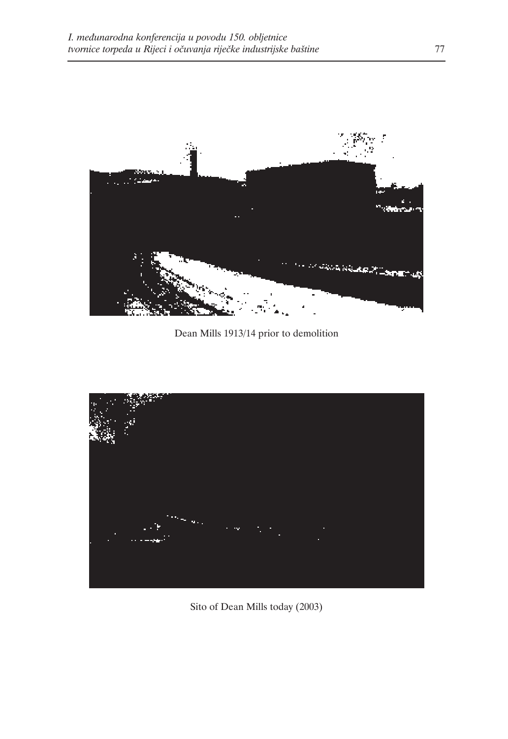Dean Mills 1913/14 prior to demolition

Sito of Dean Mills today (2003)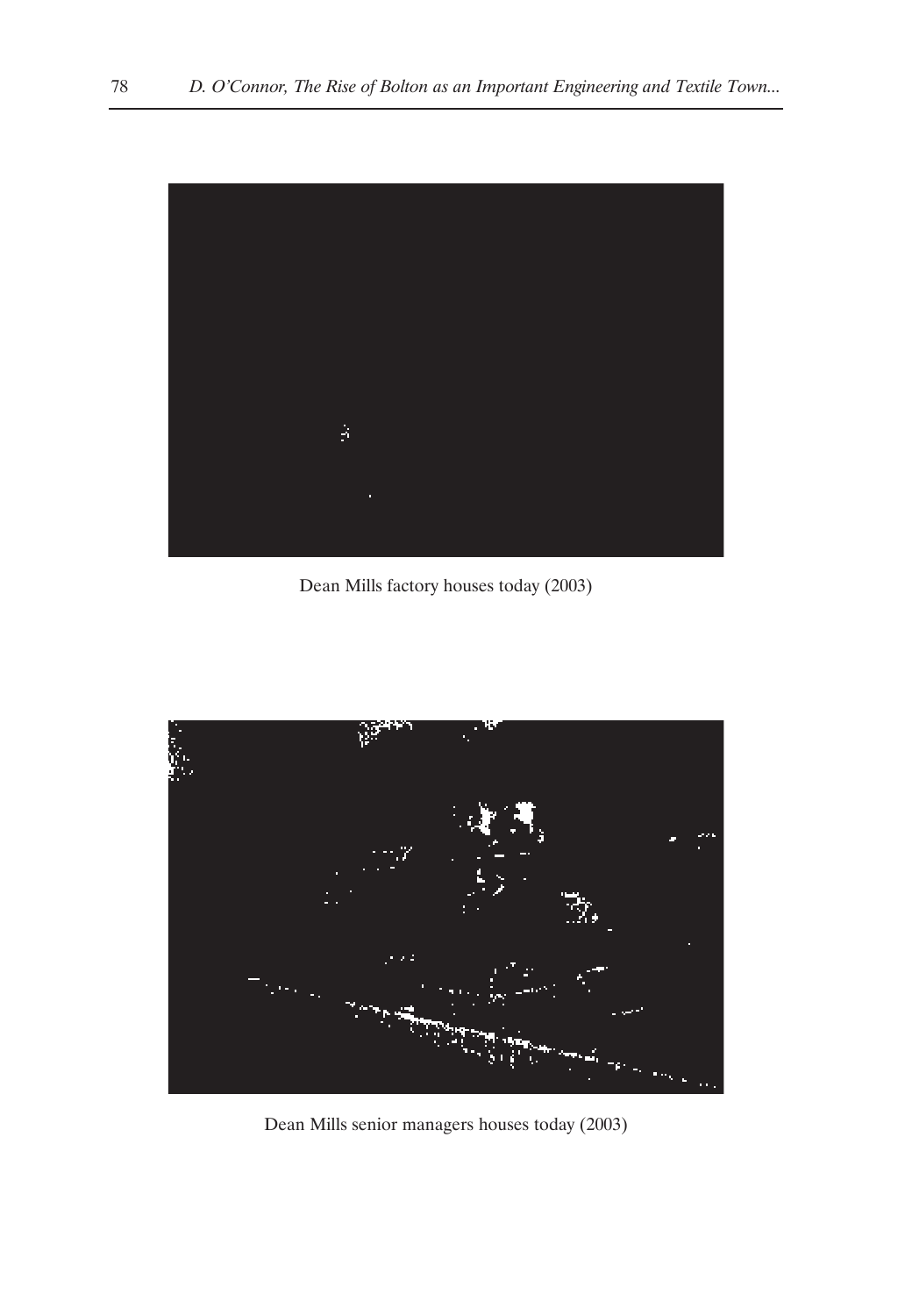Dean Mills factory houses today (2003)

Dean Mills senior managers houses today (2003)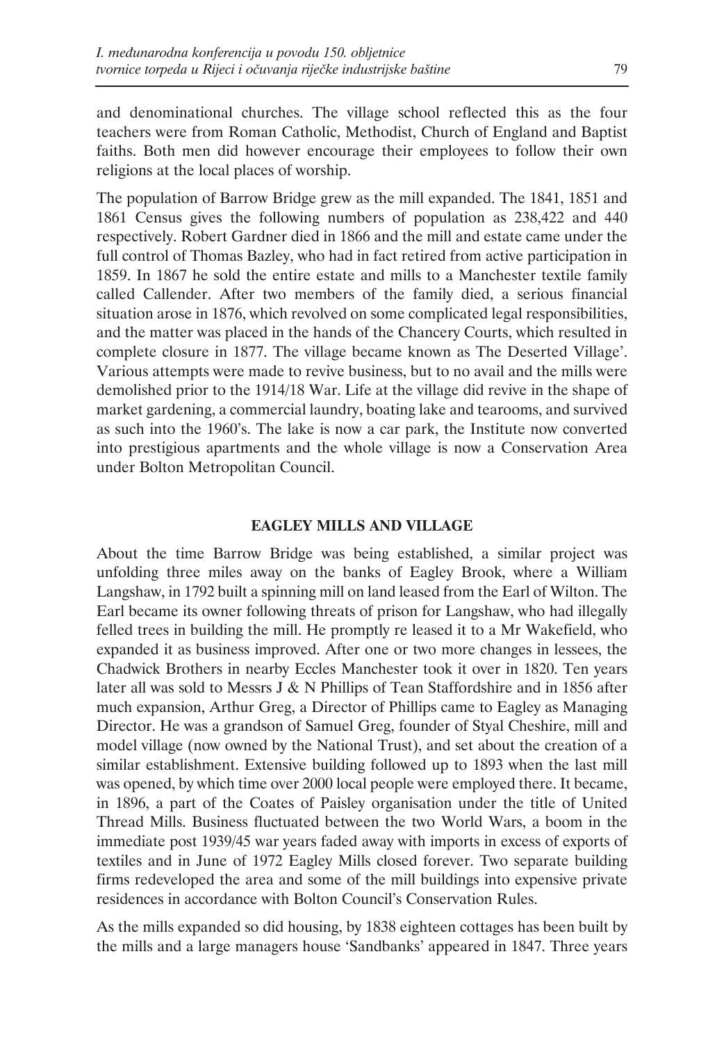and denominational churches. The village school reflected this as the four teachers were from Roman Catholic, Methodist, Church of England and Baptist faiths. Both men did however encourage their employees to follow their own religions at the local places of worship.

The population of Barrow Bridge grew as the mill expanded. The 1841, 1851 and 1861 Census gives the following numbers of population as 238,422 and 440 respectively. Robert Gardner died in 1866 and the mill and estate came under the full control of Thomas Bazley, who had in fact retired from active participation in 1859. In 1867 he sold the entire estate and mills to a Manchester textile family called Callender. After two members of the family died, a serious financial situation arose in 1876, which revolved on some complicated legal responsibilities, and the matter was placed in the hands of the Chancery Courts, which resulted in complete closure in 1877. The village became known as The Deserted Village'. Various attempts were made to revive business, but to no avail and the mills were demolished prior to the 1914/18 War. Life at the village did revive in the shape of market gardening, a commercial laundry, boating lake and tearooms, and survived as such into the 1960's. The lake is now a car park, the Institute now converted into prestigious apartments and the whole village is now a Conservation Area under Bolton Metropolitan Council.

## EAGLEY MILLS AND VILLAGE

About the time Barrow Bridge was being established, a similar project was unfolding three miles away on the banks of Eagley Brook, where a William Langshaw, in 1792 built a spinning mill on land leased from the Earl of Wilton. The Earl became its owner following threats of prison for Langshaw, who had illegally felled trees in building the mill. He promptly re leased it to a Mr Wakefield, who expanded it as business improved. After one or two more changes in lessees, the Chadwick Brothers in nearby Eccles Manchester took it over in 1820. Ten years later all was sold to Messrs J & N Phillips of Tean Staffordshire and in 1856 after much expansion, Arthur Greg, a Director of Phillips came to Eagley as Managing Director. He was a grandson of Samuel Greg, founder of Styal Cheshire, mill and model village (now owned by the National Trust), and set about the creation of a similar establishment. Extensive building followed up to 1893 when the last mill was opened, by which time over 2000 local people were employed there. It became, in 1896, a part of the Coates of Paisley organisation under the title of United Thread Mills. Business fluctuated between the two World Wars, a boom in the immediate post 1939/45 war years faded away with imports in excess of exports of textiles and in June of 1972 Eagley Mills closed forever. Two separate building firms redeveloped the area and some of the mill buildings into expensive private residences in accordance with Bolton Council's Conservation Rules.

As the mills expanded so did housing, by 1838 eighteen cottages has been built by the mills and a large managers house 'Sandbanks' appeared in 1847. Three years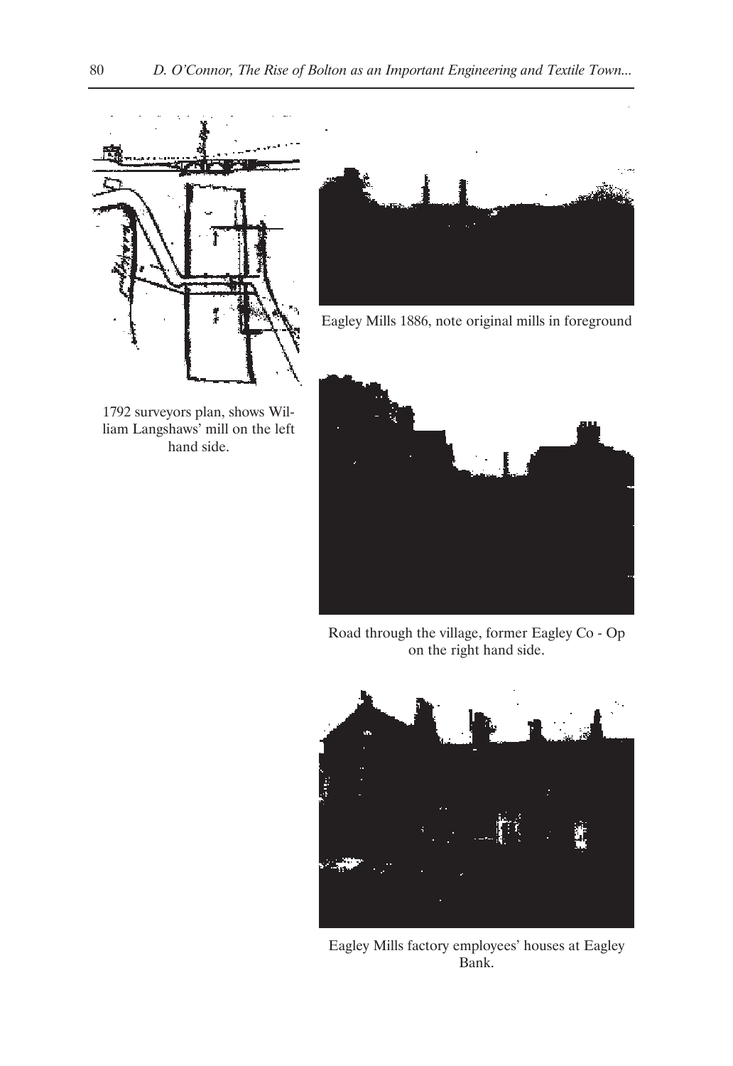1792 surveyors plan, shows William Langshaws' mill on the left hand side.

Eagley Mills 1886, note original mills in foreground

Road through the village, former Eagley Co - Op on the right hand side.

Eagley Mills factory employees' houses at Eagley Bank.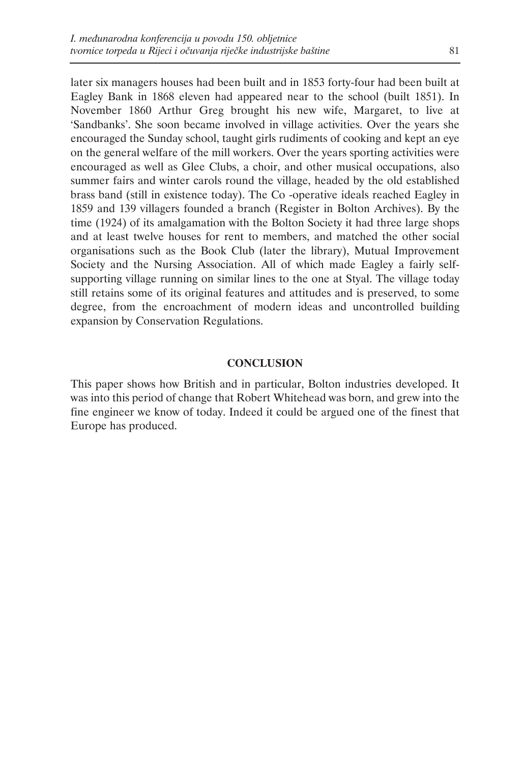later six managers houses had been built and in 1853 forty-four had been built at Eagley Bank in 1868 eleven had appeared near to the school (built 1851). In November 1860 Arthur Greg brought his new wife, Margaret, to live at 'Sandbanks'. She soon became involved in village activities. Over the years she encouraged the Sunday school, taught girls rudiments of cooking and kept an eye on the general welfare of the mill workers. Over the years sporting activities were encouraged as well as Glee Clubs, a choir, and other musical occupations, also summer fairs and winter carols round the village, headed by the old established brass band (still in existence today). The Co -operative ideals reached Eagley in 1859 and 139 villagers founded a branch (Register in Bolton Archives). By the time (1924) of its amalgamation with the Bolton Society it had three large shops and at least twelve houses for rent to members, and matched the other social organisations such as the Book Club (later the library), Mutual Improvement Society and the Nursing Association. All of which made Eagley a fairly self-supporting village running on similar lines to the one at Styal. The village today still retains some of its original features and attitudes and is preserved, to some degree, from the encroachment of modern ideas and uncontrolled building expansion by Conservation Regulations.

## CONCLUSION

This paper shows how British and in particular, Bolton industries developed. It was into this period of change that Robert Whitehead was born, and grew into the fine engineer we know of today. Indeed it could be argued one of the finest that Europe has produced.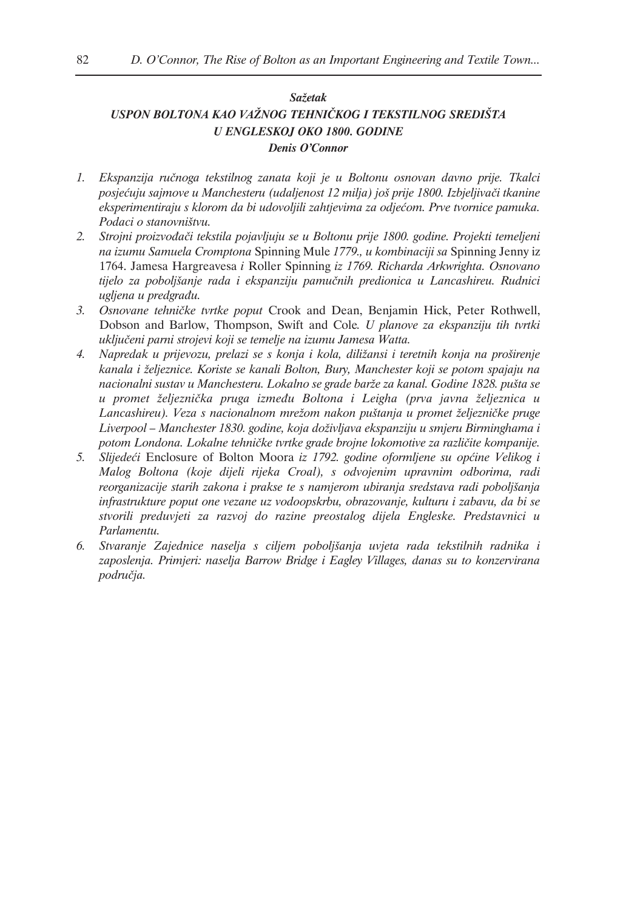***Sažetak***

***USPON BOLTONA KAO VAŽNOG TEHNIČKOG I TEKSTILNOG SREDIŠTA U ENGLESKOJ OKO 1800. GODINE***

***Denis O'Connor***

1. *Ekspanzija ručnoga tekstilnog zanata koji je u Boltonu osnovan davno prije. Tkalci posjećuju sajmove u Manchesteru (udaljenost 12 milja) još prije 1800. Izbjeljivači tkanine eksperimentiraju s klorom da bi udovoljili zahtjevima za odjećom. Prve tvornice pamuka. Podaci o stanovništvu.*
2. *Strojni proizvođači tekstila pojavljuju se u Boltonu prije 1800. godine. Projekti temeljeni na izumu Samuela Cromptona* Spinning Mule *1779., u kombinaciji sa* Spinning Jenny iz 1764. Jamesa Hargreavesa *i* Roller Spinning *iz 1769. Richarda Arkwrighta. Osnovano tijelo za poboljšanje rada i ekspanziju pamučnih predionica u Lancashireu. Rudnici ugljena u predgrađu.*
3. *Osnovane tehničke tvrtke poput* Crook and Dean, Benjamin Hick, Peter Rothwell, Dobson and Barlow, Thompson, Swift and Cole*. U planove za ekspanziju tih tvrtki uključeni parni strojevi koji se temelje na izumu Jamesa Watta.*
4. *Napredak u prijevozu, prelazi se s konja i kola, diližansi i teretnih konja na proširenje kanala i željeznice. Koriste se kanali Bolton, Bury, Manchester koji se potom spajaju na nacionalni sustav u Manchesteru. Lokalno se grade barže za kanal. Godine 1828. pušta se u promet željeznička pruga između Boltona i Leigha (prva javna željeznica u Lancashireu). Veza s nacionalnom mrežom nakon puštanja u promet željezničke pruge Liverpool – Manchester 1830. godine, koja doživljava ekspanziju u smjeru Birminghama i potom Londona. Lokalne tehničke tvrtke grade brojne lokomotive za različite kompanije.*
5. *Slijedeći* Enclosure of Bolton Moora *iz 1792. godine oformljene su općine Velikog i Malog Boltona (koje dijeli rijeka Croal), s odvojenim upravnim odborima, radi reorganizacije starih zakona i prakse te s namjerom ubiranja sredstava radi poboljšanja infrastrukture poput one vezane uz vodoopskrbu, obrazovanje, kulturu i zabavu, da bi se stvorili preduvjeti za razvoj do razine preostalog dijela Engleske. Predstavnici u Parlamentu.*
6. *Stvaranje Zajednice naselja s ciljem poboljšanja uvjeta rada tekstilnih radnika i zaposlenja. Primjeri: naselja Barrow Bridge i Eagley Villages, danas su to konzervirana područja.*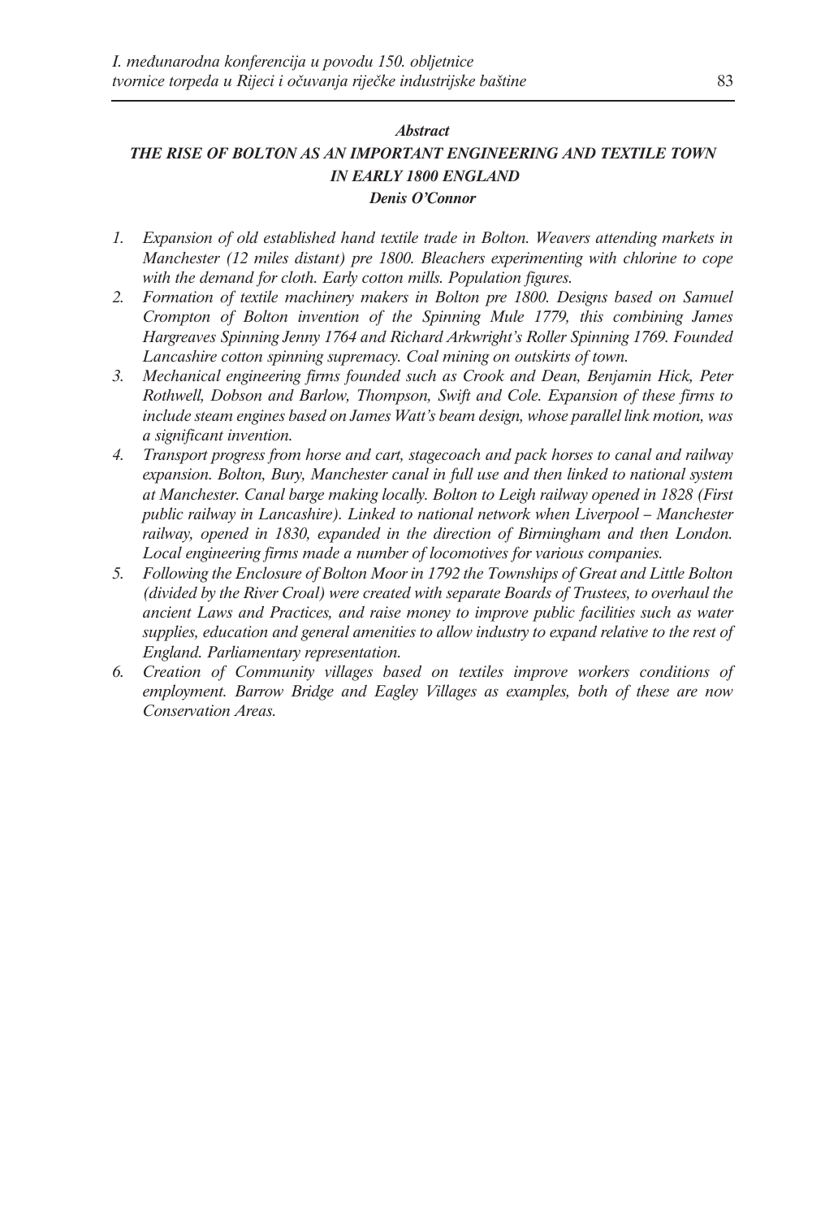***Abstract***

***THE RISE OF BOLTON AS AN IMPORTANT ENGINEERING AND TEXTILE TOWN IN EARLY 1800 ENGLAND***

***Denis O'Connor***

1. *Expansion of old established hand textile trade in Bolton. Weavers attending markets in Manchester (12 miles distant) pre 1800. Bleachers experimenting with chlorine to cope with the demand for cloth. Early cotton mills. Population figures.*
2. *Formation of textile machinery makers in Bolton pre 1800. Designs based on Samuel Crompton of Bolton invention of the Spinning Mule 1779, this combining James Hargreaves Spinning Jenny 1764 and Richard Arkwright's Roller Spinning 1769. Founded Lancashire cotton spinning supremacy. Coal mining on outskirts of town.*
3. *Mechanical engineering firms founded such as Crook and Dean, Benjamin Hick, Peter Rothwell, Dobson and Barlow, Thompson, Swift and Cole. Expansion of these firms to include steam engines based on James Watt's beam design, whose parallel link motion, was a significant invention.*
4. *Transport progress from horse and cart, stagecoach and pack horses to canal and railway expansion. Bolton, Bury, Manchester canal in full use and then linked to national system at Manchester. Canal barge making locally. Bolton to Leigh railway opened in 1828 (First public railway in Lancashire). Linked to national network when Liverpool – Manchester railway, opened in 1830, expanded in the direction of Birmingham and then London. Local engineering firms made a number of locomotives for various companies.*
5. *Following the Enclosure of Bolton Moor in 1792 the Townships of Great and Little Bolton (divided by the River Croal) were created with separate Boards of Trustees, to overhaul the ancient Laws and Practices, and raise money to improve public facilities such as water supplies, education and general amenities to allow industry to expand relative to the rest of England. Parliamentary representation.*
6. *Creation of Community villages based on textiles improve workers conditions of employment. Barrow Bridge and Eagley Villages as examples, both of these are now Conservation Areas.*